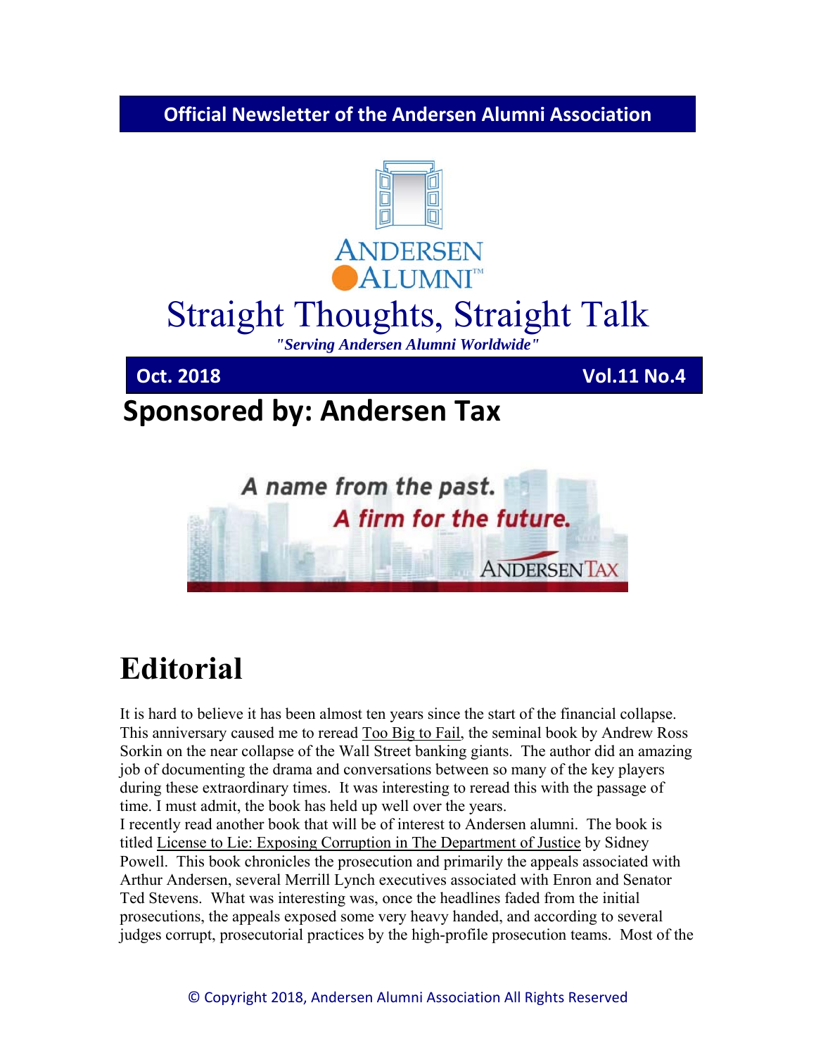**Official Newsletter of the Andersen Alumni Association**

ANDERSEN ALUMNI™

# Straight Thoughts, Straight Talk

***"Serving Andersen Alumni Worldwide"***

**Oct. 2018** **Vol.11 No.4**

## Sponsored by: Andersen Tax

*A name from the past.*
*A firm for the future.*
ANDERSEN TAX

# Editorial

It is hard to believe it has been almost ten years since the start of the financial collapse. This anniversary caused me to reread Too Big to Fail, the seminal book by Andrew Ross Sorkin on the near collapse of the Wall Street banking giants. The author did an amazing job of documenting the drama and conversations between so many of the key players during these extraordinary times. It was interesting to reread this with the passage of time. I must admit, the book has held up well over the years.

I recently read another book that will be of interest to Andersen alumni. The book is titled License to Lie: Exposing Corruption in The Department of Justice by Sidney Powell. This book chronicles the prosecution and primarily the appeals associated with Arthur Andersen, several Merrill Lynch executives associated with Enron and Senator Ted Stevens. What was interesting was, once the headlines faded from the initial prosecutions, the appeals exposed some very heavy handed, and according to several judges corrupt, prosecutorial practices by the high-profile prosecution teams. Most of the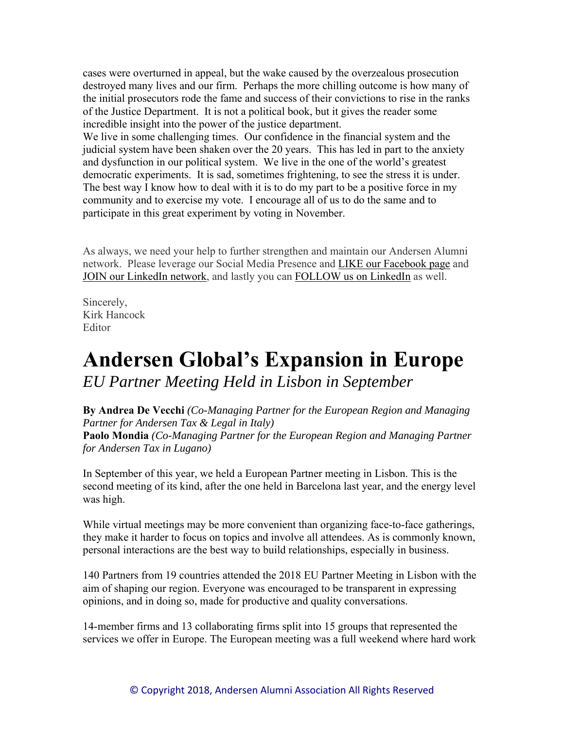cases were overturned in appeal, but the wake caused by the overzealous prosecution destroyed many lives and our firm. Perhaps the more chilling outcome is how many of the initial prosecutors rode the fame and success of their convictions to rise in the ranks of the Justice Department. It is not a political book, but it gives the reader some incredible insight into the power of the justice department.

We live in some challenging times. Our confidence in the financial system and the judicial system have been shaken over the 20 years. This has led in part to the anxiety and dysfunction in our political system. We live in the one of the world's greatest democratic experiments. It is sad, sometimes frightening, to see the stress it is under. The best way I know how to deal with it is to do my part to be a positive force in my community and to exercise my vote. I encourage all of us to do the same and to participate in this great experiment by voting in November.

As always, we need your help to further strengthen and maintain our Andersen Alumni network. Please leverage our Social Media Presence and LIKE our Facebook page and JOIN our LinkedIn network, and lastly you can FOLLOW us on LinkedIn as well.

Sincerely,
Kirk Hancock
Editor

# Andersen Global's Expansion in Europe

*EU Partner Meeting Held in Lisbon in September*

**By Andrea De Vecchi** *(Co-Managing Partner for the European Region and Managing Partner for Andersen Tax & Legal in Italy)*
**Paolo Mondia** *(Co-Managing Partner for the European Region and Managing Partner for Andersen Tax in Lugano)*

In September of this year, we held a European Partner meeting in Lisbon. This is the second meeting of its kind, after the one held in Barcelona last year, and the energy level was high.

While virtual meetings may be more convenient than organizing face-to-face gatherings, they make it harder to focus on topics and involve all attendees. As is commonly known, personal interactions are the best way to build relationships, especially in business.

140 Partners from 19 countries attended the 2018 EU Partner Meeting in Lisbon with the aim of shaping our region. Everyone was encouraged to be transparent in expressing opinions, and in doing so, made for productive and quality conversations.

14-member firms and 13 collaborating firms split into 15 groups that represented the services we offer in Europe. The European meeting was a full weekend where hard work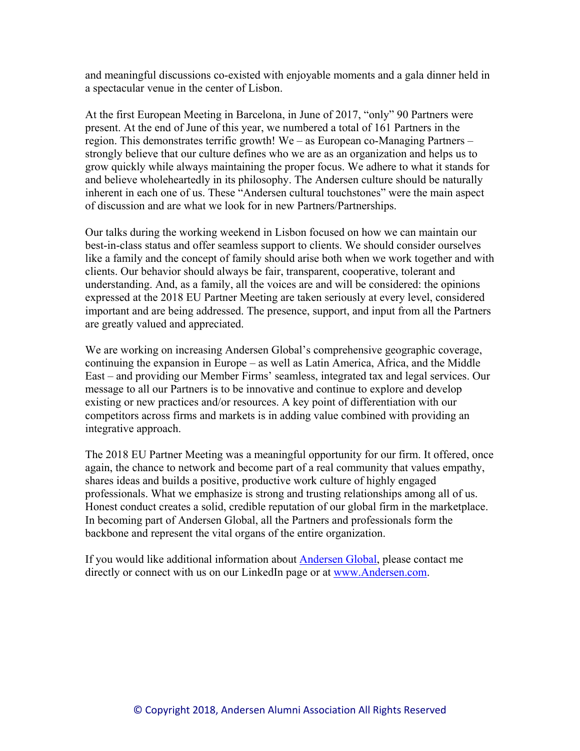and meaningful discussions co-existed with enjoyable moments and a gala dinner held in a spectacular venue in the center of Lisbon.

At the first European Meeting in Barcelona, in June of 2017, "only" 90 Partners were present. At the end of June of this year, we numbered a total of 161 Partners in the region. This demonstrates terrific growth! We – as European co-Managing Partners – strongly believe that our culture defines who we are as an organization and helps us to grow quickly while always maintaining the proper focus. We adhere to what it stands for and believe wholeheartedly in its philosophy. The Andersen culture should be naturally inherent in each one of us. These "Andersen cultural touchstones" were the main aspect of discussion and are what we look for in new Partners/Partnerships.

Our talks during the working weekend in Lisbon focused on how we can maintain our best-in-class status and offer seamless support to clients. We should consider ourselves like a family and the concept of family should arise both when we work together and with clients. Our behavior should always be fair, transparent, cooperative, tolerant and understanding. And, as a family, all the voices are and will be considered: the opinions expressed at the 2018 EU Partner Meeting are taken seriously at every level, considered important and are being addressed. The presence, support, and input from all the Partners are greatly valued and appreciated.

We are working on increasing Andersen Global's comprehensive geographic coverage, continuing the expansion in Europe – as well as Latin America, Africa, and the Middle East – and providing our Member Firms' seamless, integrated tax and legal services. Our message to all our Partners is to be innovative and continue to explore and develop existing or new practices and/or resources. A key point of differentiation with our competitors across firms and markets is in adding value combined with providing an integrative approach.

The 2018 EU Partner Meeting was a meaningful opportunity for our firm. It offered, once again, the chance to network and become part of a real community that values empathy, shares ideas and builds a positive, productive work culture of highly engaged professionals. What we emphasize is strong and trusting relationships among all of us. Honest conduct creates a solid, credible reputation of our global firm in the marketplace. In becoming part of Andersen Global, all the Partners and professionals form the backbone and represent the vital organs of the entire organization.

If you would like additional information about [Andersen Global](), please contact me directly or connect with us on our LinkedIn page or at [www.Andersen.com]().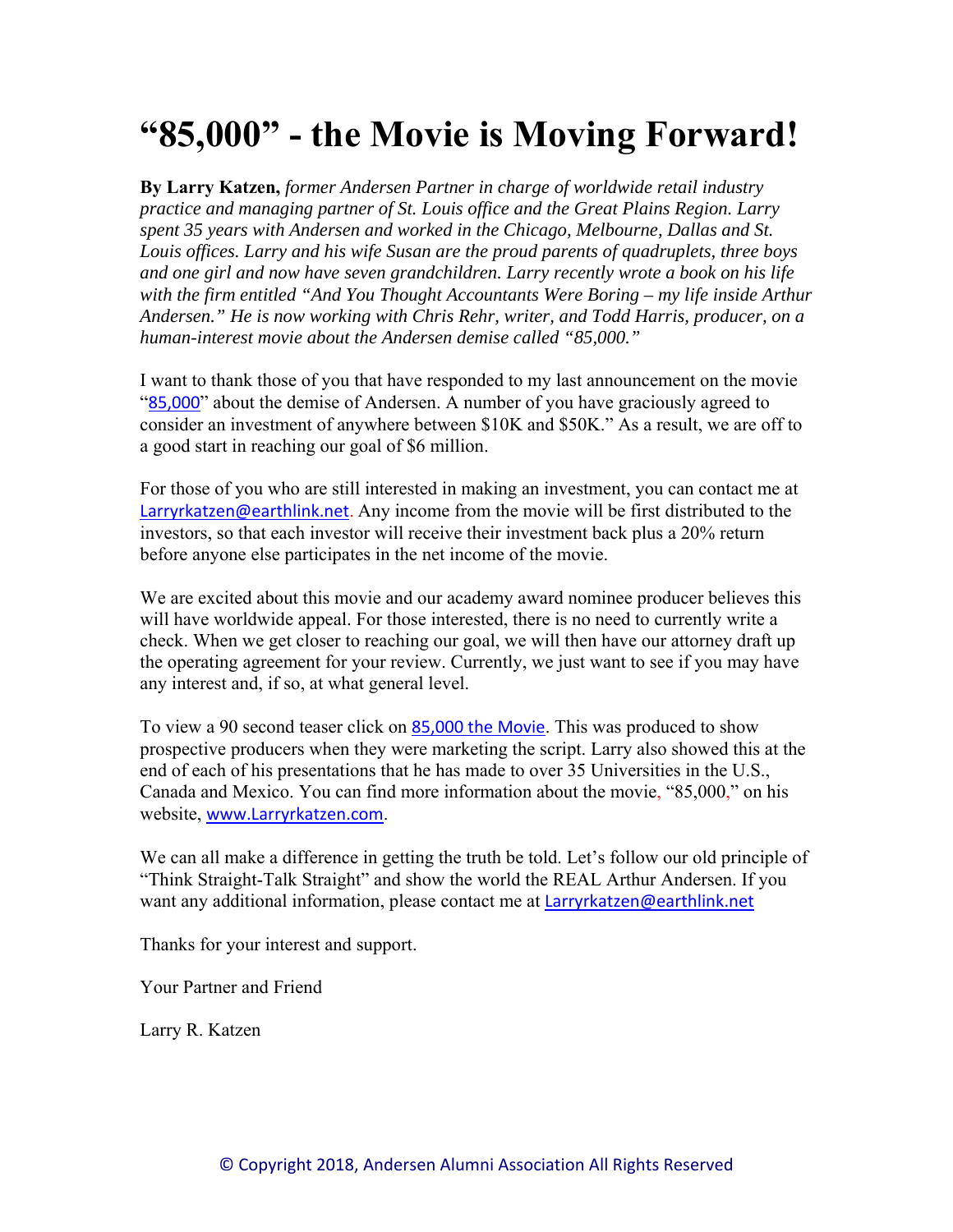# "85,000" - the Movie is Moving Forward!

**By Larry Katzen,** *former Andersen Partner in charge of worldwide retail industry practice and managing partner of St. Louis office and the Great Plains Region. Larry spent 35 years with Andersen and worked in the Chicago, Melbourne, Dallas and St. Louis offices. Larry and his wife Susan are the proud parents of quadruplets, three boys and one girl and now have seven grandchildren. Larry recently wrote a book on his life with the firm entitled "And You Thought Accountants Were Boring – my life inside Arthur Andersen." He is now working with Chris Rehr, writer, and Todd Harris, producer, on a human-interest movie about the Andersen demise called "85,000."*

I want to thank those of you that have responded to my last announcement on the movie "85,000" about the demise of Andersen. A number of you have graciously agreed to consider an investment of anywhere between $10K and $50K." As a result, we are off to a good start in reaching our goal of $6 million.

For those of you who are still interested in making an investment, you can contact me at Larryrkatzen@earthlink.net. Any income from the movie will be first distributed to the investors, so that each investor will receive their investment back plus a 20% return before anyone else participates in the net income of the movie.

We are excited about this movie and our academy award nominee producer believes this will have worldwide appeal. For those interested, there is no need to currently write a check. When we get closer to reaching our goal, we will then have our attorney draft up the operating agreement for your review. Currently, we just want to see if you may have any interest and, if so, at what general level.

To view a 90 second teaser click on 85,000 the Movie. This was produced to show prospective producers when they were marketing the script. Larry also showed this at the end of each of his presentations that he has made to over 35 Universities in the U.S., Canada and Mexico. You can find more information about the movie, "85,000," on his website, www.Larryrkatzen.com.

We can all make a difference in getting the truth be told. Let's follow our old principle of "Think Straight-Talk Straight" and show the world the REAL Arthur Andersen. If you want any additional information, please contact me at Larryrkatzen@earthlink.net

Thanks for your interest and support.

Your Partner and Friend

Larry R. Katzen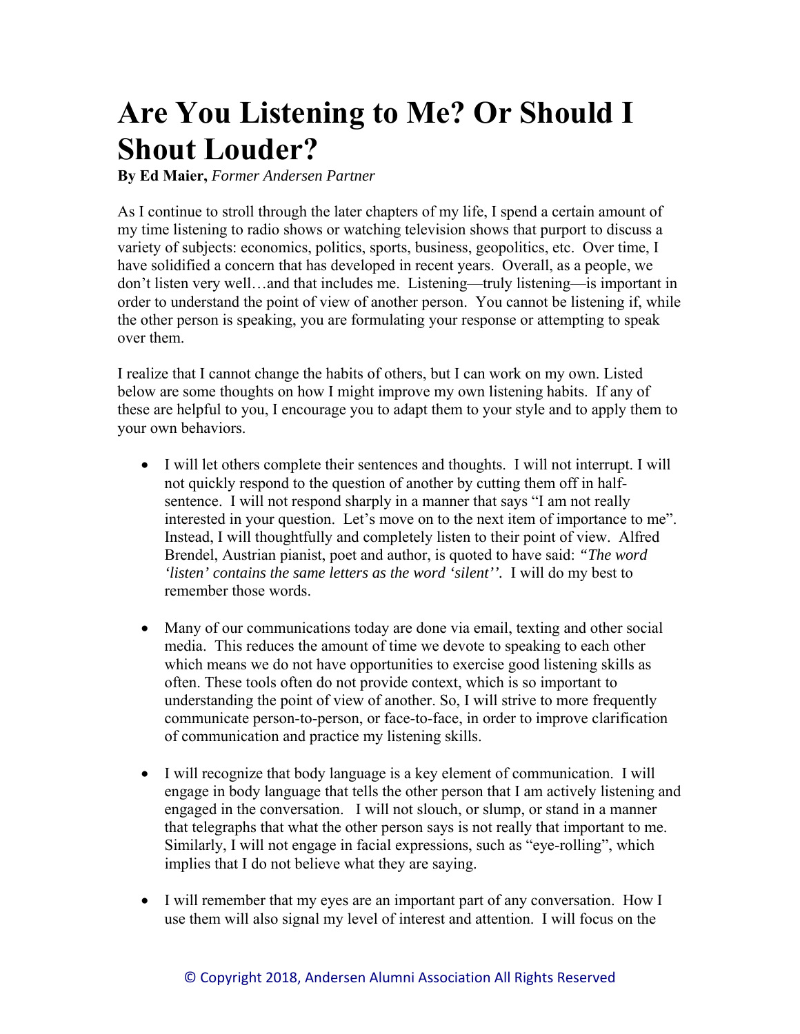# Are You Listening to Me? Or Should I Shout Louder?

**By Ed Maier,** *Former Andersen Partner*

As I continue to stroll through the later chapters of my life, I spend a certain amount of my time listening to radio shows or watching television shows that purport to discuss a variety of subjects: economics, politics, sports, business, geopolitics, etc. Over time, I have solidified a concern that has developed in recent years. Overall, as a people, we don't listen very well…and that includes me. Listening—truly listening—is important in order to understand the point of view of another person. You cannot be listening if, while the other person is speaking, you are formulating your response or attempting to speak over them.

I realize that I cannot change the habits of others, but I can work on my own. Listed below are some thoughts on how I might improve my own listening habits. If any of these are helpful to you, I encourage you to adapt them to your style and to apply them to your own behaviors.

- I will let others complete their sentences and thoughts. I will not interrupt. I will not quickly respond to the question of another by cutting them off in half-sentence. I will not respond sharply in a manner that says "I am not really interested in your question. Let's move on to the next item of importance to me". Instead, I will thoughtfully and completely listen to their point of view. Alfred Brendel, Austrian pianist, poet and author, is quoted to have said: *"The word 'listen' contains the same letters as the word 'silent''.* I will do my best to remember those words.

- Many of our communications today are done via email, texting and other social media. This reduces the amount of time we devote to speaking to each other which means we do not have opportunities to exercise good listening skills as often. These tools often do not provide context, which is so important to understanding the point of view of another. So, I will strive to more frequently communicate person-to-person, or face-to-face, in order to improve clarification of communication and practice my listening skills.

- I will recognize that body language is a key element of communication. I will engage in body language that tells the other person that I am actively listening and engaged in the conversation. I will not slouch, or slump, or stand in a manner that telegraphs that what the other person says is not really that important to me. Similarly, I will not engage in facial expressions, such as "eye-rolling", which implies that I do not believe what they are saying.

- I will remember that my eyes are an important part of any conversation. How I use them will also signal my level of interest and attention. I will focus on the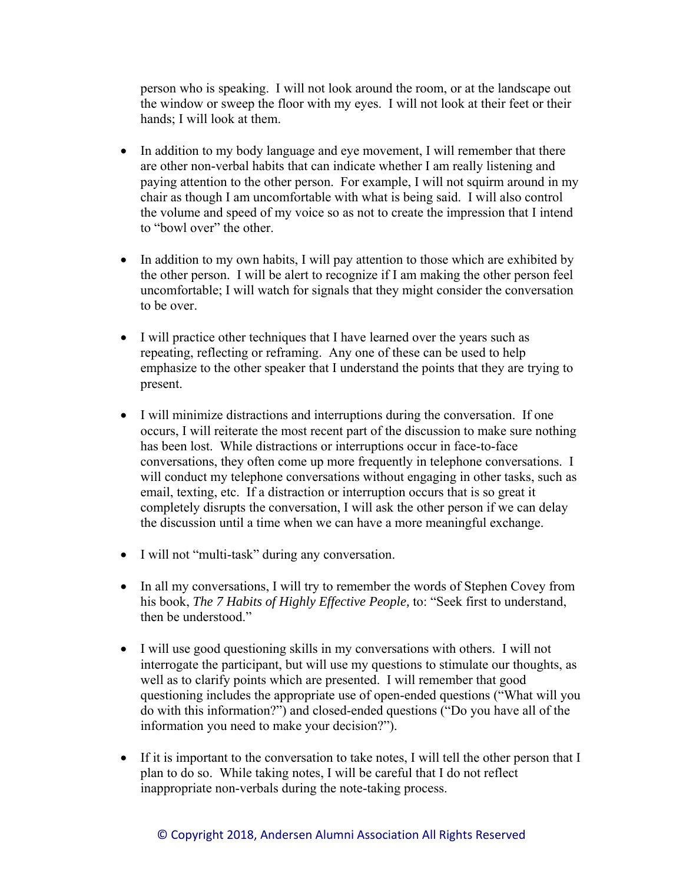person who is speaking. I will not look around the room, or at the landscape out the window or sweep the floor with my eyes. I will not look at their feet or their hands; I will look at them.

- In addition to my body language and eye movement, I will remember that there are other non-verbal habits that can indicate whether I am really listening and paying attention to the other person. For example, I will not squirm around in my chair as though I am uncomfortable with what is being said. I will also control the volume and speed of my voice so as not to create the impression that I intend to "bowl over" the other.

- In addition to my own habits, I will pay attention to those which are exhibited by the other person. I will be alert to recognize if I am making the other person feel uncomfortable; I will watch for signals that they might consider the conversation to be over.

- I will practice other techniques that I have learned over the years such as repeating, reflecting or reframing. Any one of these can be used to help emphasize to the other speaker that I understand the points that they are trying to present.

- I will minimize distractions and interruptions during the conversation. If one occurs, I will reiterate the most recent part of the discussion to make sure nothing has been lost. While distractions or interruptions occur in face-to-face conversations, they often come up more frequently in telephone conversations. I will conduct my telephone conversations without engaging in other tasks, such as email, texting, etc. If a distraction or interruption occurs that is so great it completely disrupts the conversation, I will ask the other person if we can delay the discussion until a time when we can have a more meaningful exchange.

- I will not "multi-task" during any conversation.

- In all my conversations, I will try to remember the words of Stephen Covey from his book, *The 7 Habits of Highly Effective People,* to: "Seek first to understand, then be understood."

- I will use good questioning skills in my conversations with others. I will not interrogate the participant, but will use my questions to stimulate our thoughts, as well as to clarify points which are presented. I will remember that good questioning includes the appropriate use of open-ended questions ("What will you do with this information?") and closed-ended questions ("Do you have all of the information you need to make your decision?").

- If it is important to the conversation to take notes, I will tell the other person that I plan to do so. While taking notes, I will be careful that I do not reflect inappropriate non-verbals during the note-taking process.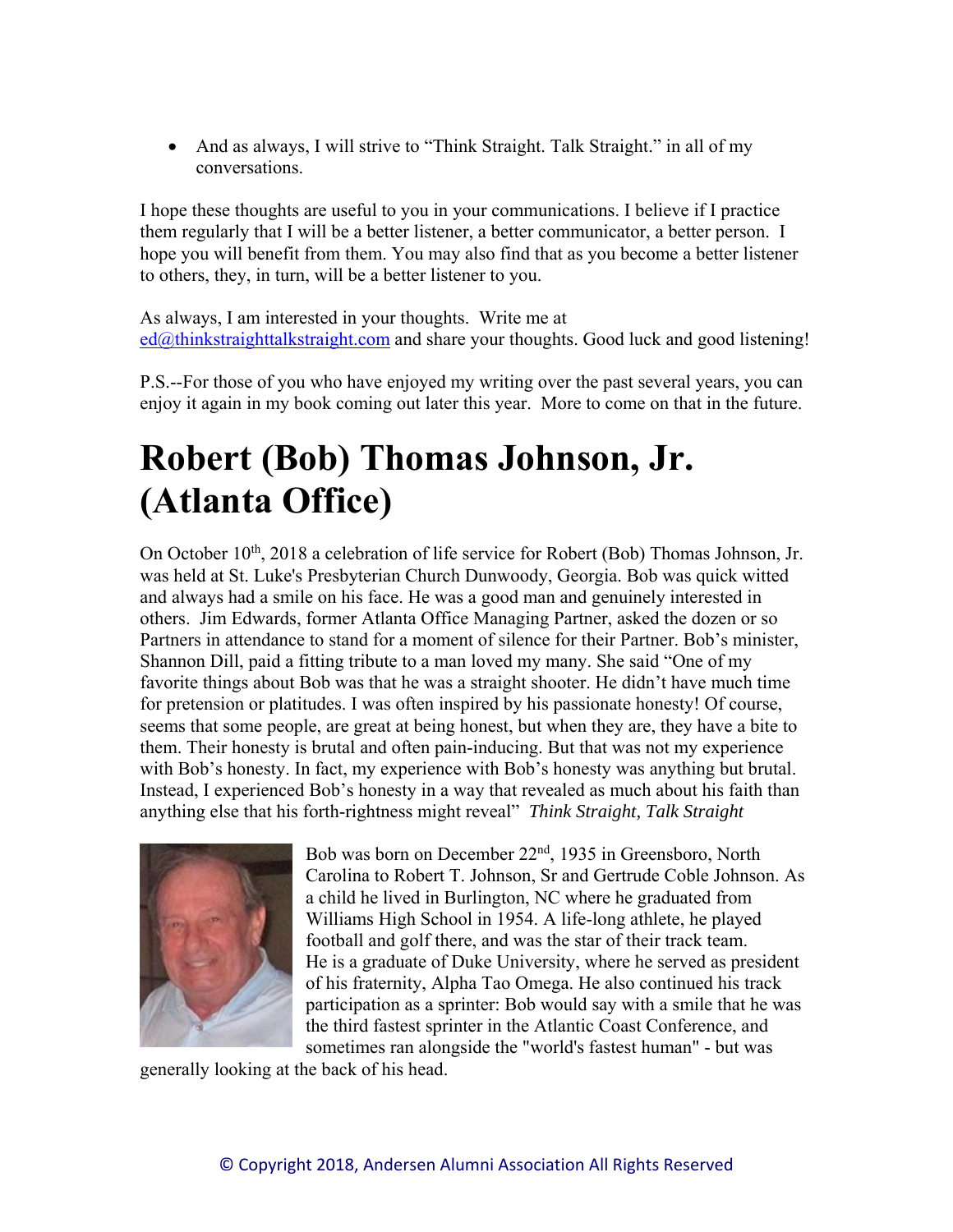- And as always, I will strive to "Think Straight. Talk Straight." in all of my conversations.

I hope these thoughts are useful to you in your communications. I believe if I practice them regularly that I will be a better listener, a better communicator, a better person. I hope you will benefit from them. You may also find that as you become a better listener to others, they, in turn, will be a better listener to you.

As always, I am interested in your thoughts. Write me at ed@thinkstraighttalkstraight.com and share your thoughts. Good luck and good listening!

P.S.--For those of you who have enjoyed my writing over the past several years, you can enjoy it again in my book coming out later this year. More to come on that in the future.

# Robert (Bob) Thomas Johnson, Jr. (Atlanta Office)

On October 10th, 2018 a celebration of life service for Robert (Bob) Thomas Johnson, Jr. was held at St. Luke's Presbyterian Church Dunwoody, Georgia. Bob was quick witted and always had a smile on his face. He was a good man and genuinely interested in others. Jim Edwards, former Atlanta Office Managing Partner, asked the dozen or so Partners in attendance to stand for a moment of silence for their Partner. Bob's minister, Shannon Dill, paid a fitting tribute to a man loved my many. She said "One of my favorite things about Bob was that he was a straight shooter. He didn't have much time for pretension or platitudes. I was often inspired by his passionate honesty! Of course, seems that some people, are great at being honest, but when they are, they have a bite to them. Their honesty is brutal and often pain-inducing. But that was not my experience with Bob's honesty. In fact, my experience with Bob's honesty was anything but brutal. Instead, I experienced Bob's honesty in a way that revealed as much about his faith than anything else that his forth-rightness might reveal" *Think Straight, Talk Straight*

Bob was born on December 22nd, 1935 in Greensboro, North Carolina to Robert T. Johnson, Sr and Gertrude Coble Johnson. As a child he lived in Burlington, NC where he graduated from Williams High School in 1954. A life-long athlete, he played football and golf there, and was the star of their track team. He is a graduate of Duke University, where he served as president of his fraternity, Alpha Tao Omega. He also continued his track participation as a sprinter: Bob would say with a smile that he was the third fastest sprinter in the Atlantic Coast Conference, and sometimes ran alongside the "world's fastest human" - but was generally looking at the back of his head.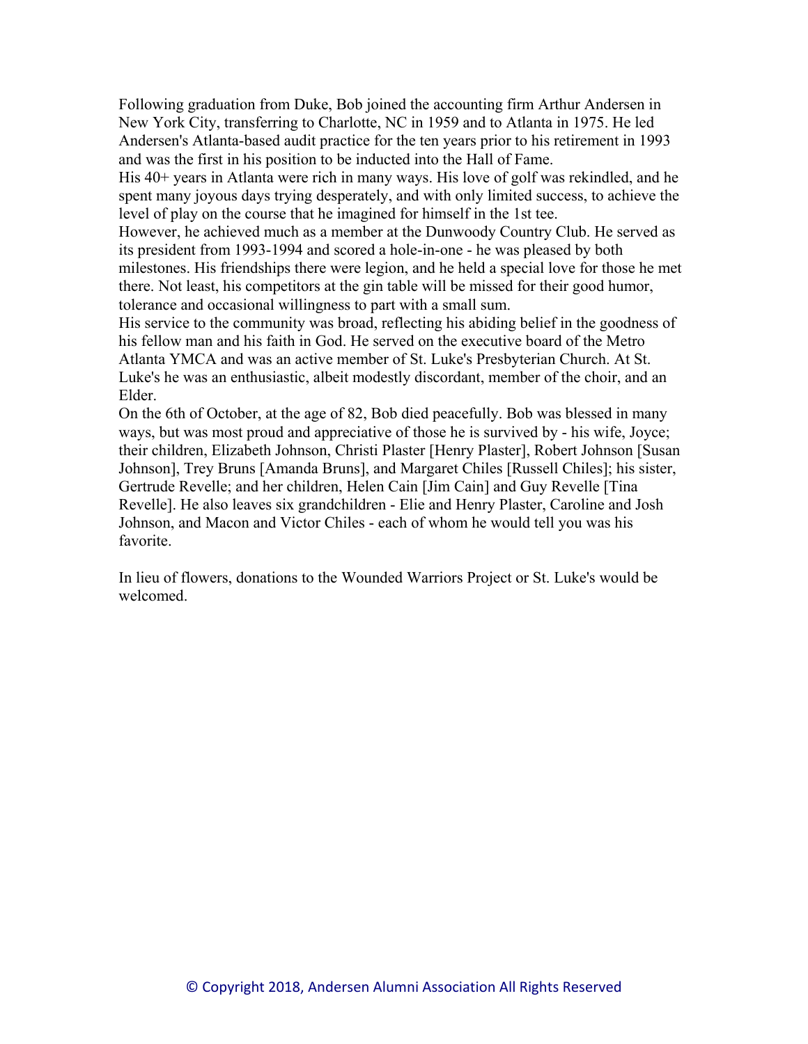Following graduation from Duke, Bob joined the accounting firm Arthur Andersen in New York City, transferring to Charlotte, NC in 1959 and to Atlanta in 1975. He led Andersen's Atlanta-based audit practice for the ten years prior to his retirement in 1993 and was the first in his position to be inducted into the Hall of Fame.

His 40+ years in Atlanta were rich in many ways. His love of golf was rekindled, and he spent many joyous days trying desperately, and with only limited success, to achieve the level of play on the course that he imagined for himself in the 1st tee.

However, he achieved much as a member at the Dunwoody Country Club. He served as its president from 1993-1994 and scored a hole-in-one - he was pleased by both milestones. His friendships there were legion, and he held a special love for those he met there. Not least, his competitors at the gin table will be missed for their good humor, tolerance and occasional willingness to part with a small sum.

His service to the community was broad, reflecting his abiding belief in the goodness of his fellow man and his faith in God. He served on the executive board of the Metro Atlanta YMCA and was an active member of St. Luke's Presbyterian Church. At St. Luke's he was an enthusiastic, albeit modestly discordant, member of the choir, and an Elder.

On the 6th of October, at the age of 82, Bob died peacefully. Bob was blessed in many ways, but was most proud and appreciative of those he is survived by - his wife, Joyce; their children, Elizabeth Johnson, Christi Plaster [Henry Plaster], Robert Johnson [Susan Johnson], Trey Bruns [Amanda Bruns], and Margaret Chiles [Russell Chiles]; his sister, Gertrude Revelle; and her children, Helen Cain [Jim Cain] and Guy Revelle [Tina Revelle]. He also leaves six grandchildren - Elie and Henry Plaster, Caroline and Josh Johnson, and Macon and Victor Chiles - each of whom he would tell you was his favorite.

In lieu of flowers, donations to the Wounded Warriors Project or St. Luke's would be welcomed.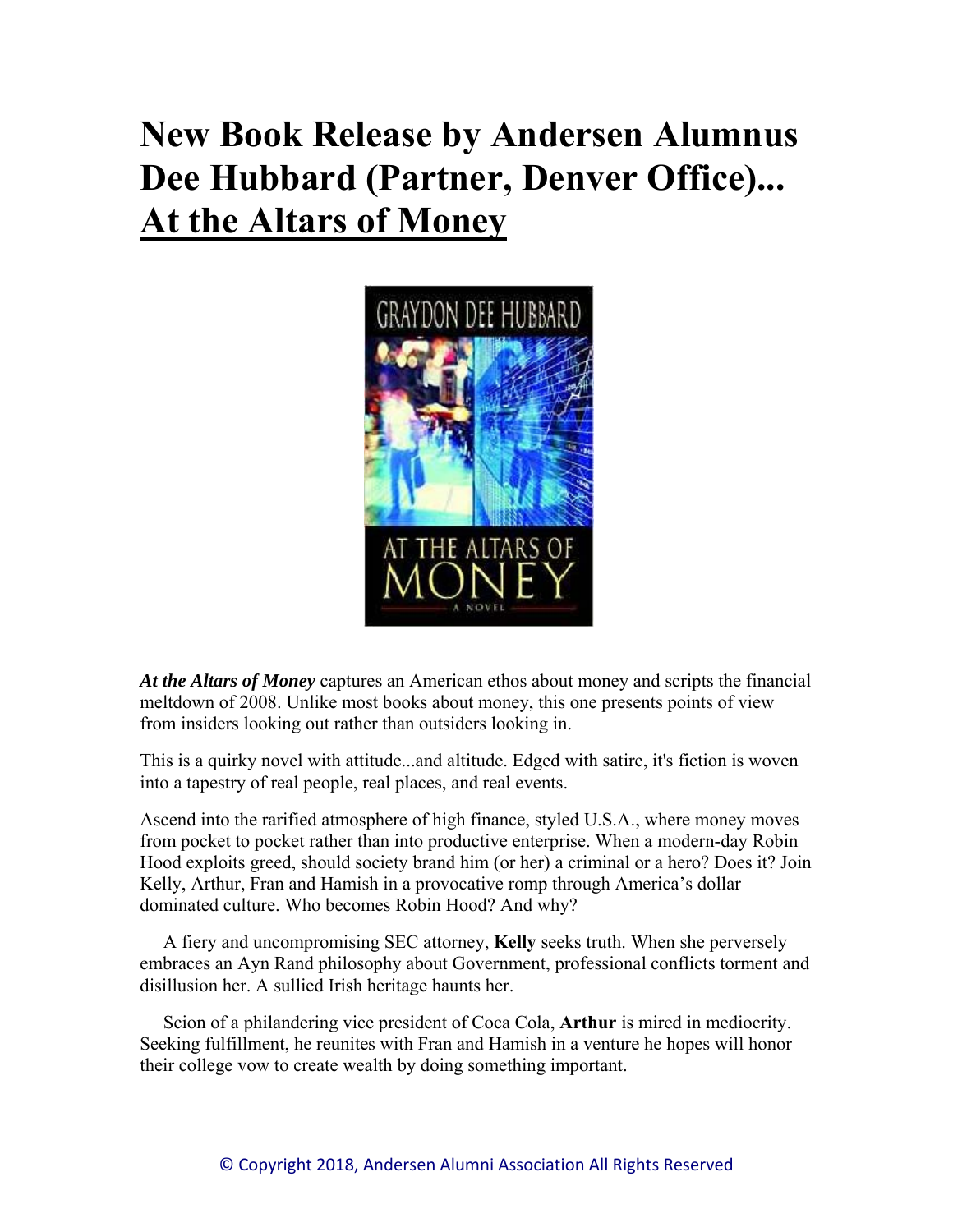# New Book Release by Andersen Alumnus Dee Hubbard (Partner, Denver Office)... At the Altars of Money

***At the Altars of Money*** captures an American ethos about money and scripts the financial meltdown of 2008. Unlike most books about money, this one presents points of view from insiders looking out rather than outsiders looking in.

This is a quirky novel with attitude...and altitude. Edged with satire, it's fiction is woven into a tapestry of real people, real places, and real events.

Ascend into the rarified atmosphere of high finance, styled U.S.A., where money moves from pocket to pocket rather than into productive enterprise. When a modern-day Robin Hood exploits greed, should society brand him (or her) a criminal or a hero? Does it? Join Kelly, Arthur, Fran and Hamish in a provocative romp through America's dollar dominated culture. Who becomes Robin Hood? And why?

A fiery and uncompromising SEC attorney, **Kelly** seeks truth. When she perversely embraces an Ayn Rand philosophy about Government, professional conflicts torment and disillusion her. A sullied Irish heritage haunts her.

Scion of a philandering vice president of Coca Cola, **Arthur** is mired in mediocrity. Seeking fulfillment, he reunites with Fran and Hamish in a venture he hopes will honor their college vow to create wealth by doing something important.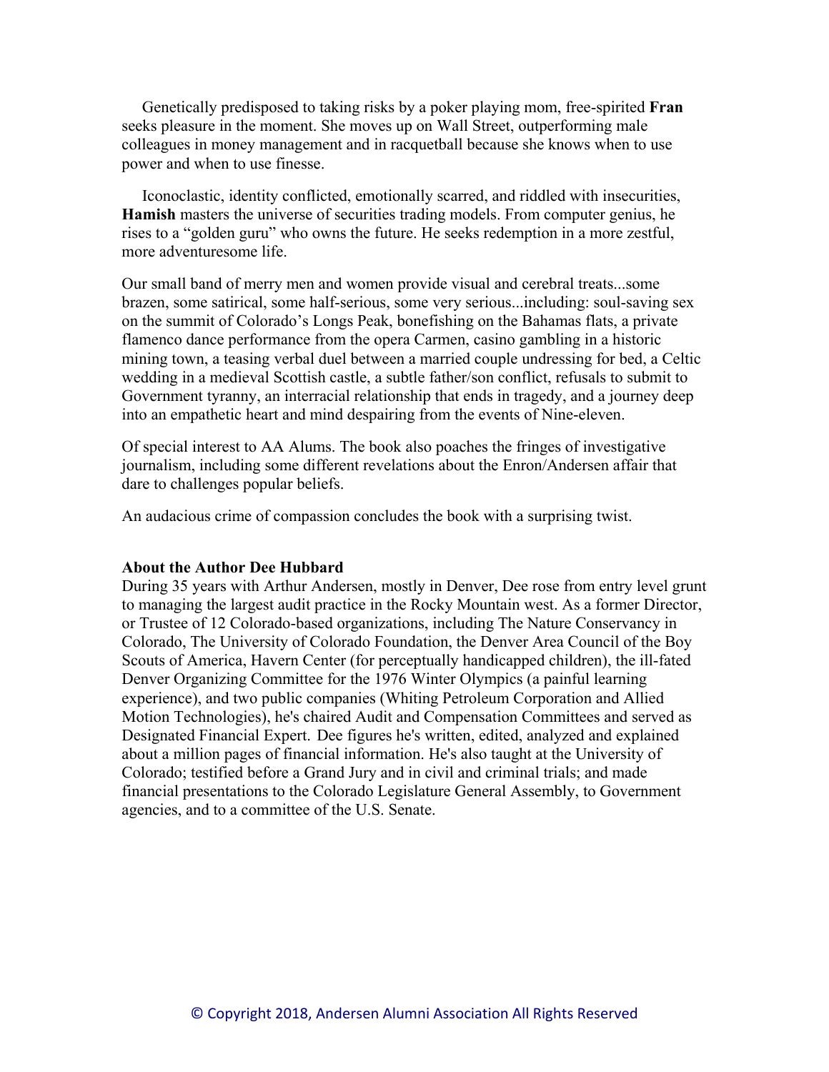Genetically predisposed to taking risks by a poker playing mom, free-spirited **Fran** seeks pleasure in the moment. She moves up on Wall Street, outperforming male colleagues in money management and in racquetball because she knows when to use power and when to use finesse.

Iconoclastic, identity conflicted, emotionally scarred, and riddled with insecurities, **Hamish** masters the universe of securities trading models. From computer genius, he rises to a "golden guru" who owns the future. He seeks redemption in a more zestful, more adventuresome life.

Our small band of merry men and women provide visual and cerebral treats...some brazen, some satirical, some half-serious, some very serious...including: soul-saving sex on the summit of Colorado's Longs Peak, bonefishing on the Bahamas flats, a private flamenco dance performance from the opera Carmen, casino gambling in a historic mining town, a teasing verbal duel between a married couple undressing for bed, a Celtic wedding in a medieval Scottish castle, a subtle father/son conflict, refusals to submit to Government tyranny, an interracial relationship that ends in tragedy, and a journey deep into an empathetic heart and mind despairing from the events of Nine-eleven.

Of special interest to AA Alums. The book also poaches the fringes of investigative journalism, including some different revelations about the Enron/Andersen affair that dare to challenges popular beliefs.

An audacious crime of compassion concludes the book with a surprising twist.

**About the Author Dee Hubbard**

During 35 years with Arthur Andersen, mostly in Denver, Dee rose from entry level grunt to managing the largest audit practice in the Rocky Mountain west. As a former Director, or Trustee of 12 Colorado-based organizations, including The Nature Conservancy in Colorado, The University of Colorado Foundation, the Denver Area Council of the Boy Scouts of America, Havern Center (for perceptually handicapped children), the ill-fated Denver Organizing Committee for the 1976 Winter Olympics (a painful learning experience), and two public companies (Whiting Petroleum Corporation and Allied Motion Technologies), he's chaired Audit and Compensation Committees and served as Designated Financial Expert. Dee figures he's written, edited, analyzed and explained about a million pages of financial information. He's also taught at the University of Colorado; testified before a Grand Jury and in civil and criminal trials; and made financial presentations to the Colorado Legislature General Assembly, to Government agencies, and to a committee of the U.S. Senate.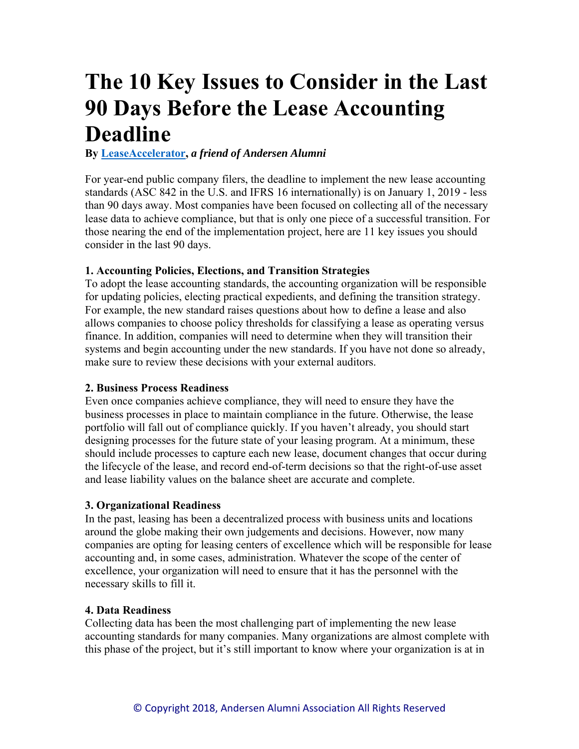# The 10 Key Issues to Consider in the Last 90 Days Before the Lease Accounting Deadline

**By [LeaseAccelerator](), *a friend of Andersen Alumni***

For year-end public company filers, the deadline to implement the new lease accounting standards (ASC 842 in the U.S. and IFRS 16 internationally) is on January 1, 2019 - less than 90 days away. Most companies have been focused on collecting all of the necessary lease data to achieve compliance, but that is only one piece of a successful transition. For those nearing the end of the implementation project, here are 11 key issues you should consider in the last 90 days.

**1. Accounting Policies, Elections, and Transition Strategies**

To adopt the lease accounting standards, the accounting organization will be responsible for updating policies, electing practical expedients, and defining the transition strategy. For example, the new standard raises questions about how to define a lease and also allows companies to choose policy thresholds for classifying a lease as operating versus finance. In addition, companies will need to determine when they will transition their systems and begin accounting under the new standards. If you have not done so already, make sure to review these decisions with your external auditors.

**2. Business Process Readiness**

Even once companies achieve compliance, they will need to ensure they have the business processes in place to maintain compliance in the future. Otherwise, the lease portfolio will fall out of compliance quickly. If you haven't already, you should start designing processes for the future state of your leasing program. At a minimum, these should include processes to capture each new lease, document changes that occur during the lifecycle of the lease, and record end-of-term decisions so that the right-of-use asset and lease liability values on the balance sheet are accurate and complete.

**3. Organizational Readiness**

In the past, leasing has been a decentralized process with business units and locations around the globe making their own judgements and decisions. However, now many companies are opting for leasing centers of excellence which will be responsible for lease accounting and, in some cases, administration. Whatever the scope of the center of excellence, your organization will need to ensure that it has the personnel with the necessary skills to fill it.

**4. Data Readiness**

Collecting data has been the most challenging part of implementing the new lease accounting standards for many companies. Many organizations are almost complete with this phase of the project, but it's still important to know where your organization is at in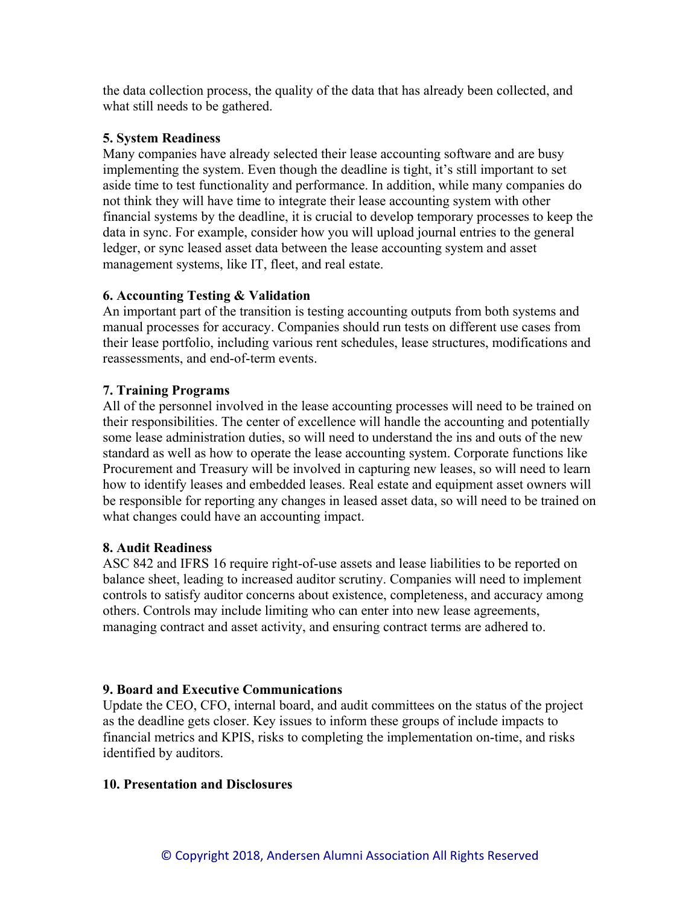the data collection process, the quality of the data that has already been collected, and what still needs to be gathered.

**5. System Readiness**

Many companies have already selected their lease accounting software and are busy implementing the system. Even though the deadline is tight, it's still important to set aside time to test functionality and performance. In addition, while many companies do not think they will have time to integrate their lease accounting system with other financial systems by the deadline, it is crucial to develop temporary processes to keep the data in sync. For example, consider how you will upload journal entries to the general ledger, or sync leased asset data between the lease accounting system and asset management systems, like IT, fleet, and real estate.

**6. Accounting Testing & Validation**

An important part of the transition is testing accounting outputs from both systems and manual processes for accuracy. Companies should run tests on different use cases from their lease portfolio, including various rent schedules, lease structures, modifications and reassessments, and end-of-term events.

**7. Training Programs**

All of the personnel involved in the lease accounting processes will need to be trained on their responsibilities. The center of excellence will handle the accounting and potentially some lease administration duties, so will need to understand the ins and outs of the new standard as well as how to operate the lease accounting system. Corporate functions like Procurement and Treasury will be involved in capturing new leases, so will need to learn how to identify leases and embedded leases. Real estate and equipment asset owners will be responsible for reporting any changes in leased asset data, so will need to be trained on what changes could have an accounting impact.

**8. Audit Readiness**

ASC 842 and IFRS 16 require right-of-use assets and lease liabilities to be reported on balance sheet, leading to increased auditor scrutiny. Companies will need to implement controls to satisfy auditor concerns about existence, completeness, and accuracy among others. Controls may include limiting who can enter into new lease agreements, managing contract and asset activity, and ensuring contract terms are adhered to.

**9. Board and Executive Communications**

Update the CEO, CFO, internal board, and audit committees on the status of the project as the deadline gets closer. Key issues to inform these groups of include impacts to financial metrics and KPIS, risks to completing the implementation on-time, and risks identified by auditors.

**10. Presentation and Disclosures**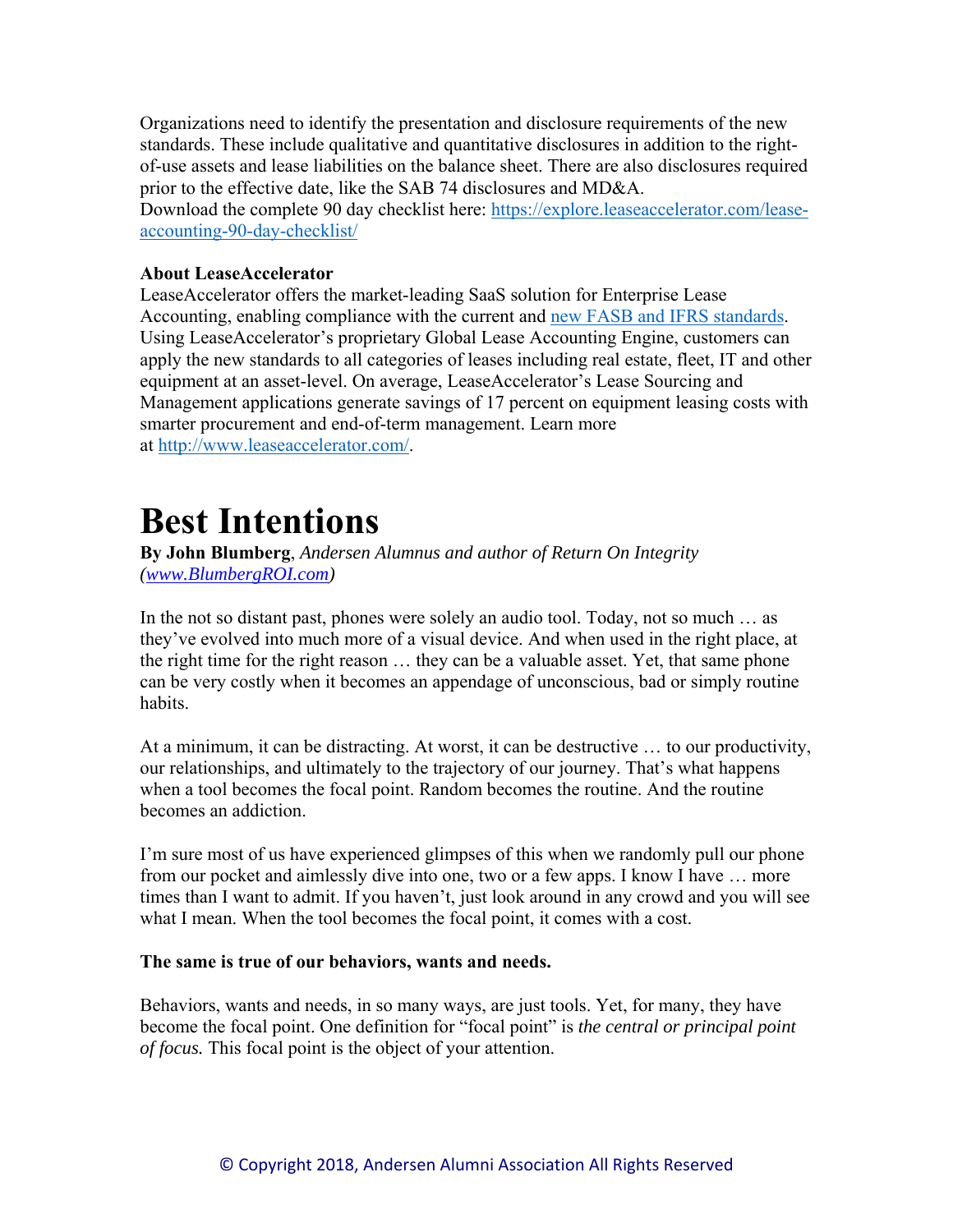Organizations need to identify the presentation and disclosure requirements of the new standards. These include qualitative and quantitative disclosures in addition to the right-of-use assets and lease liabilities on the balance sheet. There are also disclosures required prior to the effective date, like the SAB 74 disclosures and MD&A.
Download the complete 90 day checklist here: [https://explore.leaseaccelerator.com/lease-accounting-90-day-checklist/](https://explore.leaseaccelerator.com/lease-accounting-90-day-checklist/)

**About LeaseAccelerator**
LeaseAccelerator offers the market-leading SaaS solution for Enterprise Lease Accounting, enabling compliance with the current and new FASB and IFRS standards. Using LeaseAccelerator's proprietary Global Lease Accounting Engine, customers can apply the new standards to all categories of leases including real estate, fleet, IT and other equipment at an asset-level. On average, LeaseAccelerator's Lease Sourcing and Management applications generate savings of 17 percent on equipment leasing costs with smarter procurement and end-of-term management. Learn more at [http://www.leaseaccelerator.com/](http://www.leaseaccelerator.com/).

# Best Intentions

**By John Blumberg**, *Andersen Alumnus and author of Return On Integrity (www.BlumbergROI.com)*

In the not so distant past, phones were solely an audio tool. Today, not so much … as they've evolved into much more of a visual device. And when used in the right place, at the right time for the right reason … they can be a valuable asset. Yet, that same phone can be very costly when it becomes an appendage of unconscious, bad or simply routine habits.

At a minimum, it can be distracting. At worst, it can be destructive … to our productivity, our relationships, and ultimately to the trajectory of our journey. That's what happens when a tool becomes the focal point. Random becomes the routine. And the routine becomes an addiction.

I'm sure most of us have experienced glimpses of this when we randomly pull our phone from our pocket and aimlessly dive into one, two or a few apps. I know I have … more times than I want to admit. If you haven't, just look around in any crowd and you will see what I mean. When the tool becomes the focal point, it comes with a cost.

**The same is true of our behaviors, wants and needs.**

Behaviors, wants and needs, in so many ways, are just tools. Yet, for many, they have become the focal point. One definition for "focal point" is *the central or principal point of focus.* This focal point is the object of your attention.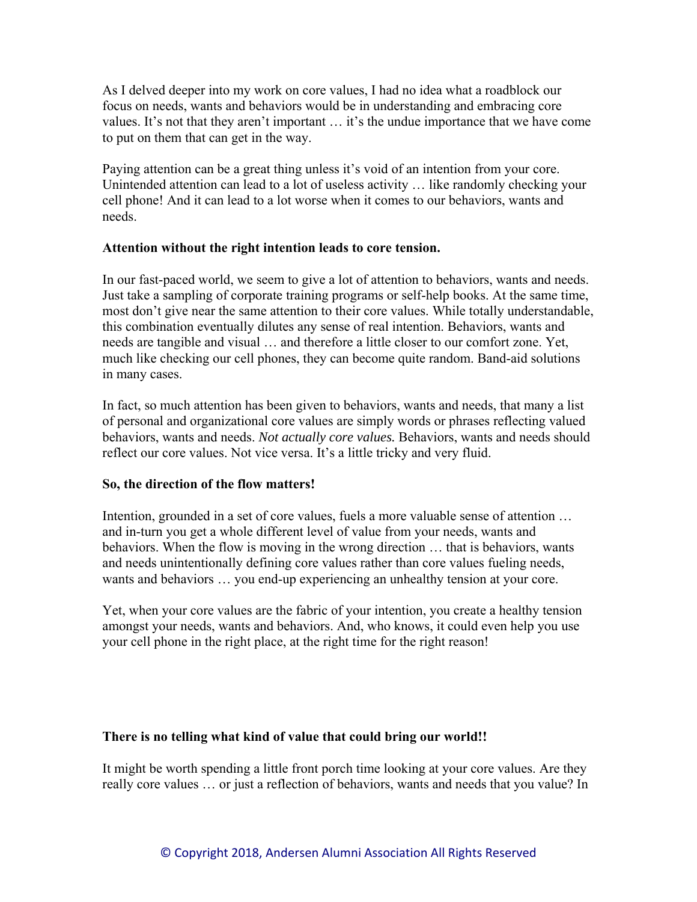As I delved deeper into my work on core values, I had no idea what a roadblock our focus on needs, wants and behaviors would be in understanding and embracing core values. It's not that they aren't important … it's the undue importance that we have come to put on them that can get in the way.

Paying attention can be a great thing unless it's void of an intention from your core. Unintended attention can lead to a lot of useless activity … like randomly checking your cell phone! And it can lead to a lot worse when it comes to our behaviors, wants and needs.

**Attention without the right intention leads to core tension.**

In our fast-paced world, we seem to give a lot of attention to behaviors, wants and needs. Just take a sampling of corporate training programs or self-help books. At the same time, most don't give near the same attention to their core values. While totally understandable, this combination eventually dilutes any sense of real intention. Behaviors, wants and needs are tangible and visual … and therefore a little closer to our comfort zone. Yet, much like checking our cell phones, they can become quite random. Band-aid solutions in many cases.

In fact, so much attention has been given to behaviors, wants and needs, that many a list of personal and organizational core values are simply words or phrases reflecting valued behaviors, wants and needs. *Not actually core values.* Behaviors, wants and needs should reflect our core values. Not vice versa. It's a little tricky and very fluid.

**So, the direction of the flow matters!**

Intention, grounded in a set of core values, fuels a more valuable sense of attention … and in-turn you get a whole different level of value from your needs, wants and behaviors. When the flow is moving in the wrong direction … that is behaviors, wants and needs unintentionally defining core values rather than core values fueling needs, wants and behaviors … you end-up experiencing an unhealthy tension at your core.

Yet, when your core values are the fabric of your intention, you create a healthy tension amongst your needs, wants and behaviors. And, who knows, it could even help you use your cell phone in the right place, at the right time for the right reason!

**There is no telling what kind of value that could bring our world!!**

It might be worth spending a little front porch time looking at your core values. Are they really core values … or just a reflection of behaviors, wants and needs that you value? In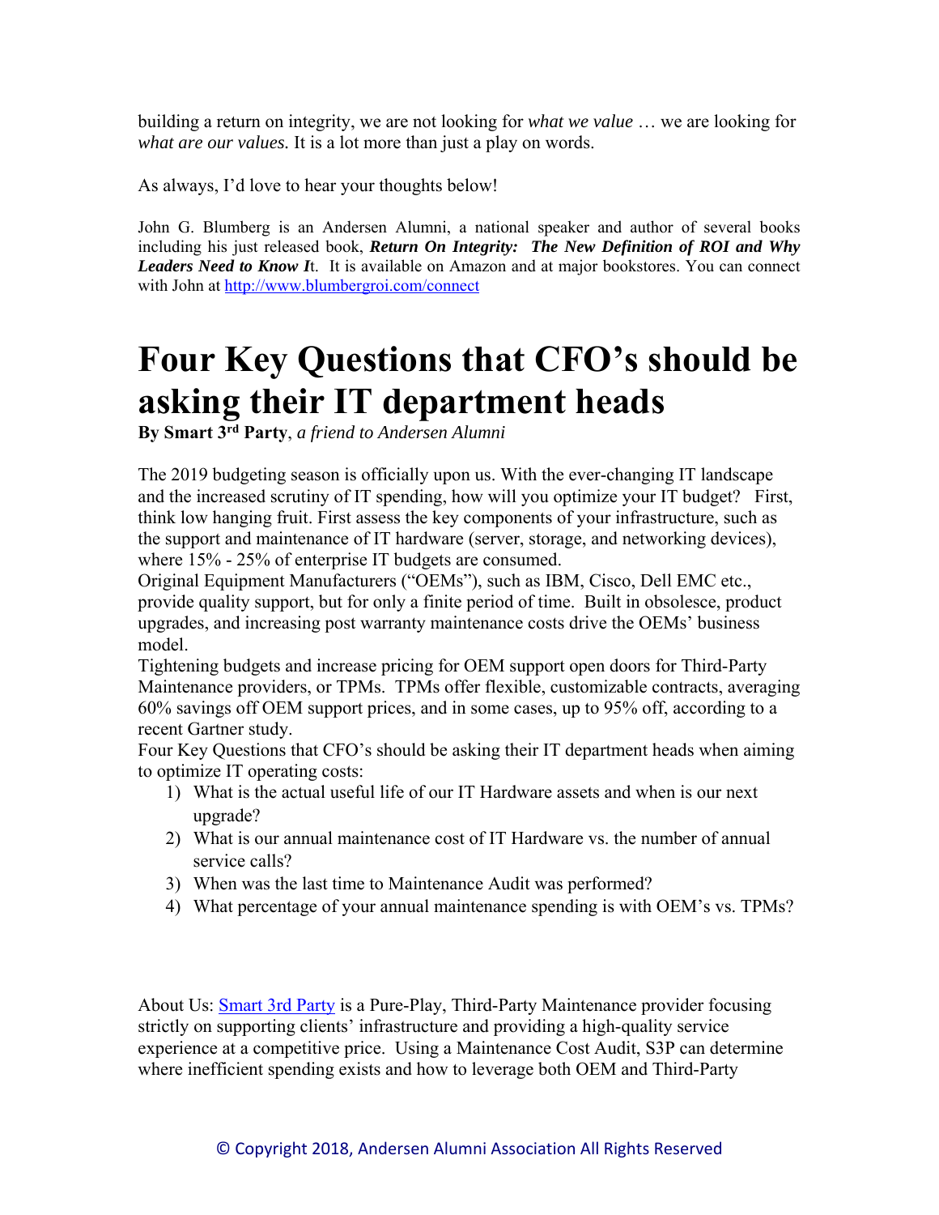building a return on integrity, we are not looking for *what we value* … we are looking for *what are our values.* It is a lot more than just a play on words.

As always, I'd love to hear your thoughts below!

John G. Blumberg is an Andersen Alumni, a national speaker and author of several books including his just released book, ***Return On Integrity: The New Definition of ROI and Why Leaders Need to Know I***t. It is available on Amazon and at major bookstores. You can connect with John at [http://www.blumbergroi.com/connect](http://www.blumbergroi.com/connect)

# Four Key Questions that CFO's should be asking their IT department heads

**By Smart 3rd Party**, *a friend to Andersen Alumni*

The 2019 budgeting season is officially upon us. With the ever-changing IT landscape and the increased scrutiny of IT spending, how will you optimize your IT budget? First, think low hanging fruit. First assess the key components of your infrastructure, such as the support and maintenance of IT hardware (server, storage, and networking devices), where 15% - 25% of enterprise IT budgets are consumed.

Original Equipment Manufacturers ("OEMs"), such as IBM, Cisco, Dell EMC etc., provide quality support, but for only a finite period of time. Built in obsolesce, product upgrades, and increasing post warranty maintenance costs drive the OEMs' business model.

Tightening budgets and increase pricing for OEM support open doors for Third-Party Maintenance providers, or TPMs. TPMs offer flexible, customizable contracts, averaging 60% savings off OEM support prices, and in some cases, up to 95% off, according to a recent Gartner study.

Four Key Questions that CFO's should be asking their IT department heads when aiming to optimize IT operating costs:

1) What is the actual useful life of our IT Hardware assets and when is our next upgrade?
2) What is our annual maintenance cost of IT Hardware vs. the number of annual service calls?
3) When was the last time to Maintenance Audit was performed?
4) What percentage of your annual maintenance spending is with OEM's vs. TPMs?

About Us: [Smart 3rd Party](Smart 3rd Party) is a Pure-Play, Third-Party Maintenance provider focusing strictly on supporting clients' infrastructure and providing a high-quality service experience at a competitive price. Using a Maintenance Cost Audit, S3P can determine where inefficient spending exists and how to leverage both OEM and Third-Party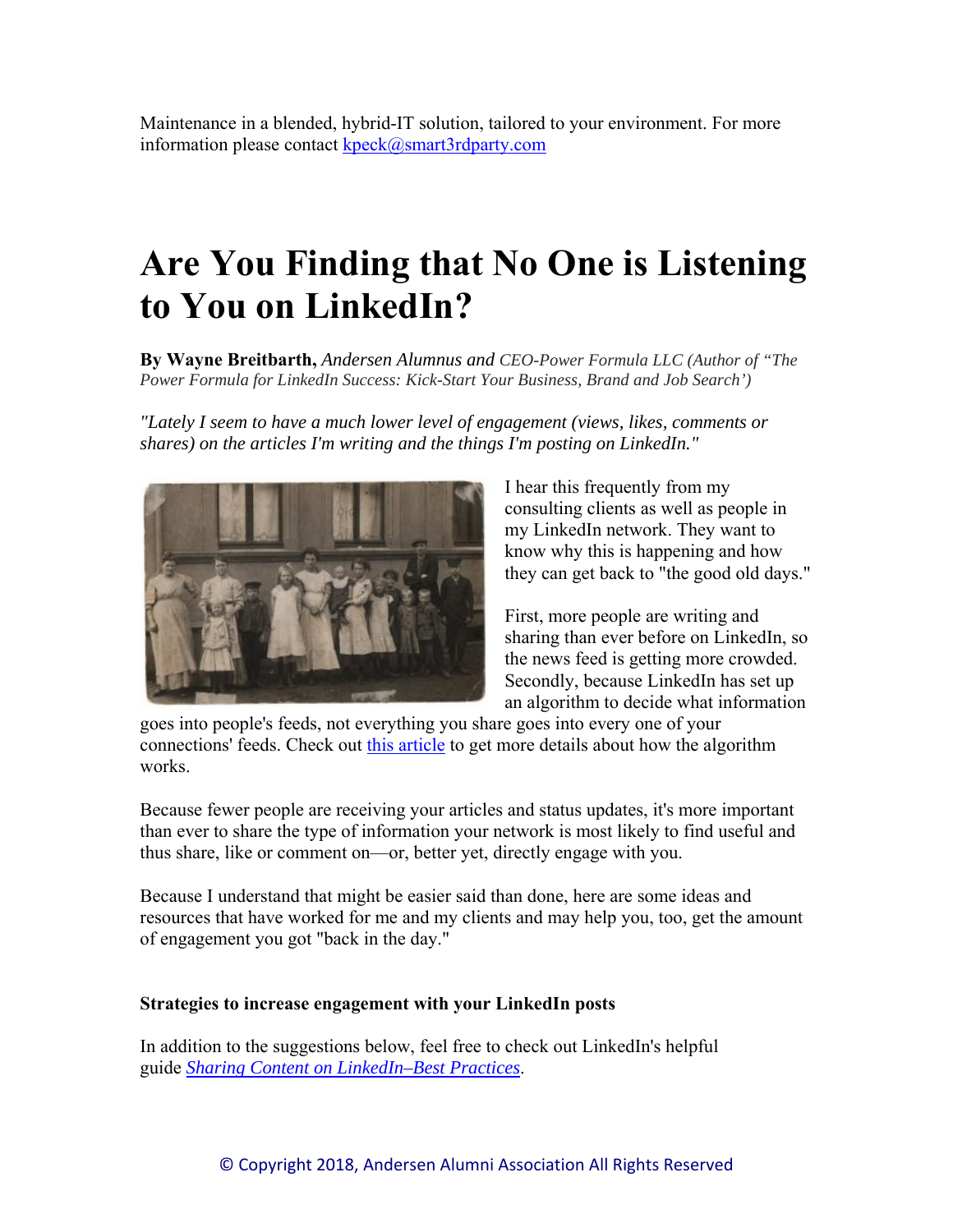Maintenance in a blended, hybrid-IT solution, tailored to your environment. For more information please contact kpeck@smart3rdparty.com

# Are You Finding that No One is Listening to You on LinkedIn?

**By Wayne Breitbarth,** *Andersen Alumnus and CEO-Power Formula LLC (Author of "The Power Formula for LinkedIn Success: Kick-Start Your Business, Brand and Job Search')*

*"Lately I seem to have a much lower level of engagement (views, likes, comments or shares) on the articles I'm writing and the things I'm posting on LinkedIn."*

I hear this frequently from my consulting clients as well as people in my LinkedIn network. They want to know why this is happening and how they can get back to "the good old days."

First, more people are writing and sharing than ever before on LinkedIn, so the news feed is getting more crowded. Secondly, because LinkedIn has set up an algorithm to decide what information goes into people's feeds, not everything you share goes into every one of your connections' feeds. Check out this article to get more details about how the algorithm works.

Because fewer people are receiving your articles and status updates, it's more important than ever to share the type of information your network is most likely to find useful and thus share, like or comment on—or, better yet, directly engage with you.

Because I understand that might be easier said than done, here are some ideas and resources that have worked for me and my clients and may help you, too, get the amount of engagement you got "back in the day."

**Strategies to increase engagement with your LinkedIn posts**

In addition to the suggestions below, feel free to check out LinkedIn's helpful guide *Sharing Content on LinkedIn–Best Practices*.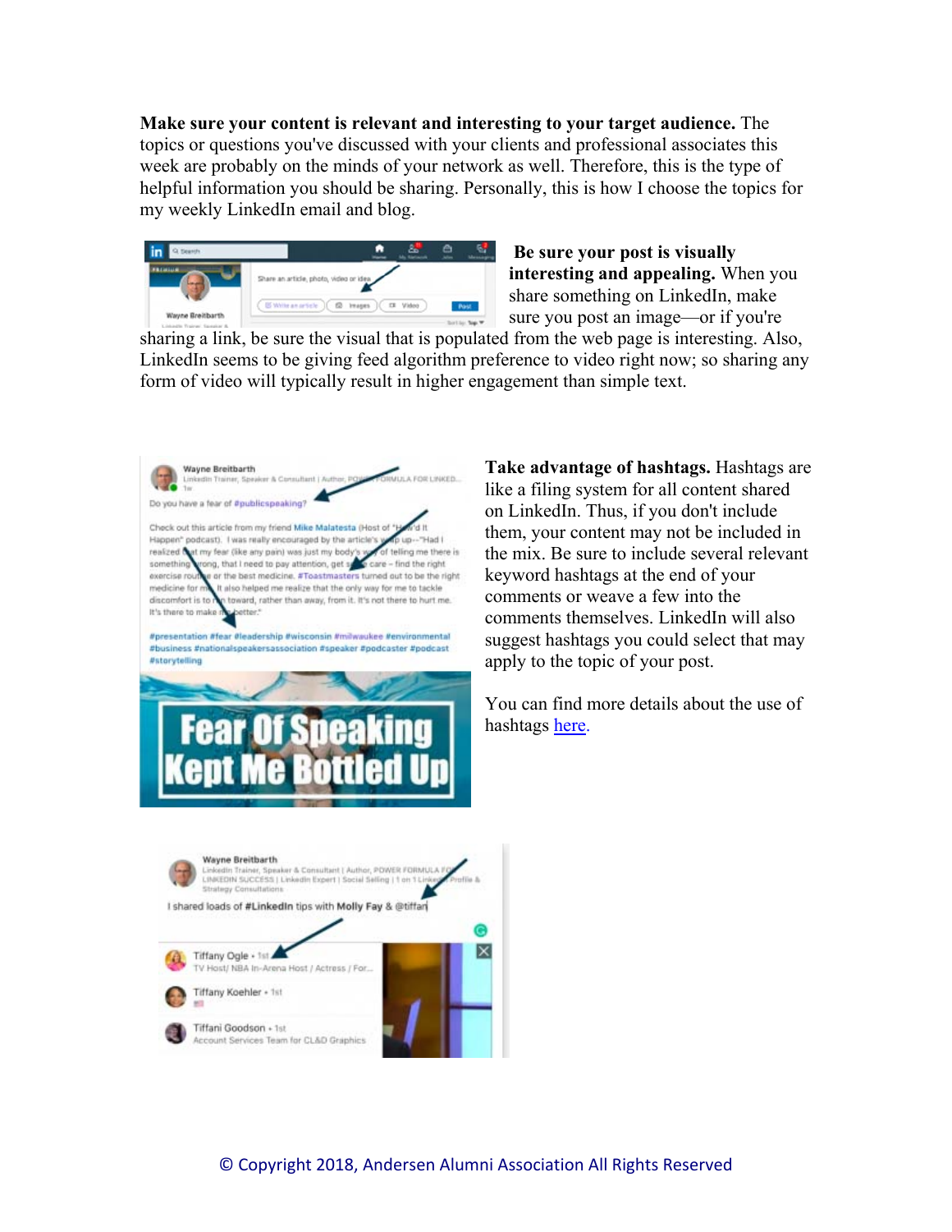**Make sure your content is relevant and interesting to your target audience.** The topics or questions you've discussed with your clients and professional associates this week are probably on the minds of your network as well. Therefore, this is the type of helpful information you should be sharing. Personally, this is how I choose the topics for my weekly LinkedIn email and blog.

**Be sure your post is visually interesting and appealing.** When you share something on LinkedIn, make sure you post an image—or if you're sharing a link, be sure the visual that is populated from the web page is interesting. Also, LinkedIn seems to be giving feed algorithm preference to video right now; so sharing any form of video will typically result in higher engagement than simple text.

**Take advantage of hashtags.** Hashtags are like a filing system for all content shared on LinkedIn. Thus, if you don't include them, your content may not be included in the mix. Be sure to include several relevant keyword hashtags at the end of your comments or weave a few into the comments themselves. LinkedIn will also suggest hashtags you could select that may apply to the topic of your post.

You can find more details about the use of hashtags [here](here).

© Copyright 2018, Andersen Alumni Association All Rights Reserved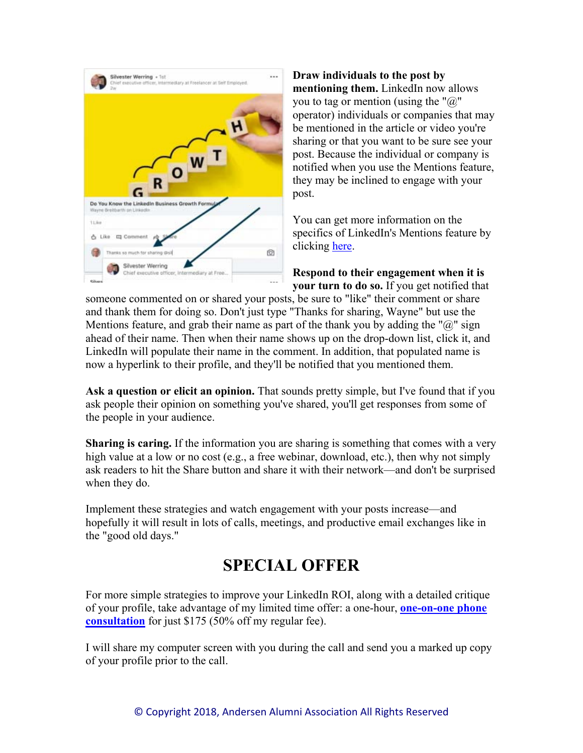**Draw individuals to the post by mentioning them.** LinkedIn now allows you to tag or mention (using the "@" operator) individuals or companies that may be mentioned in the article or video you're sharing or that you want to be sure see your post. Because the individual or company is notified when you use the Mentions feature, they may be inclined to engage with your post.

You can get more information on the specifics of LinkedIn's Mentions feature by clicking here.

**Respond to their engagement when it is your turn to do so.** If you get notified that someone commented on or shared your posts, be sure to "like" their comment or share and thank them for doing so. Don't just type "Thanks for sharing, Wayne" but use the Mentions feature, and grab their name as part of the thank you by adding the "@" sign ahead of their name. Then when their name shows up on the drop-down list, click it, and LinkedIn will populate their name in the comment. In addition, that populated name is now a hyperlink to their profile, and they'll be notified that you mentioned them.

**Ask a question or elicit an opinion.** That sounds pretty simple, but I've found that if you ask people their opinion on something you've shared, you'll get responses from some of the people in your audience.

**Sharing is caring.** If the information you are sharing is something that comes with a very high value at a low or no cost (e.g., a free webinar, download, etc.), then why not simply ask readers to hit the Share button and share it with their network—and don't be surprised when they do.

Implement these strategies and watch engagement with your posts increase—and hopefully it will result in lots of calls, meetings, and productive email exchanges like in the "good old days."

## SPECIAL OFFER

For more simple strategies to improve your LinkedIn ROI, along with a detailed critique of your profile, take advantage of my limited time offer: a one-hour, **one-on-one phone consultation** for just $175 (50% off my regular fee).

I will share my computer screen with you during the call and send you a marked up copy of your profile prior to the call.

© Copyright 2018, Andersen Alumni Association All Rights Reserved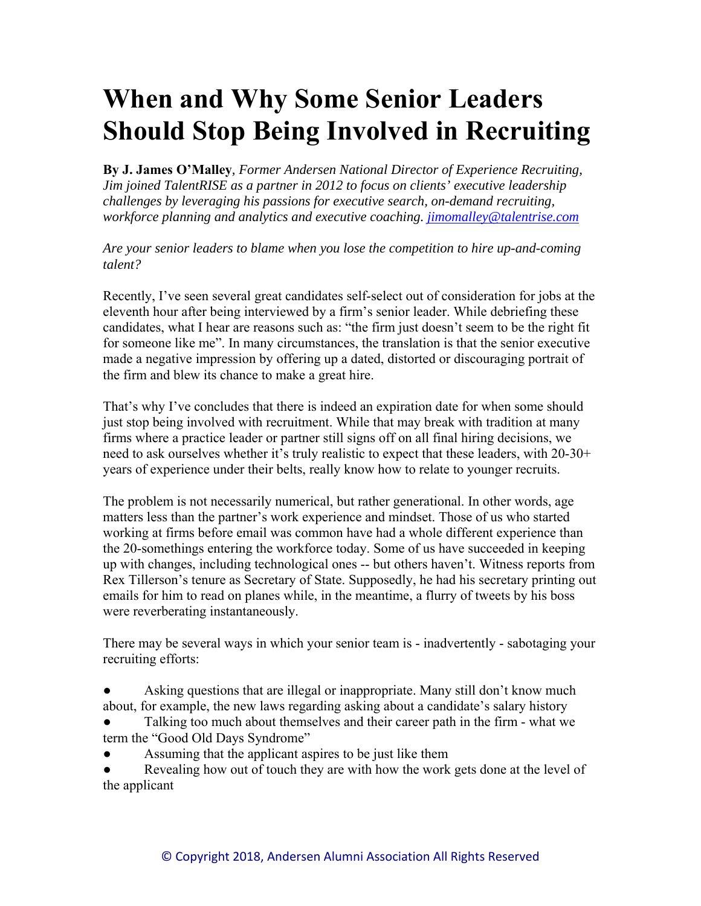# When and Why Some Senior Leaders Should Stop Being Involved in Recruiting

**By J. James O'Malley**, *Former Andersen National Director of Experience Recruiting, Jim joined TalentRISE as a partner in 2012 to focus on clients' executive leadership challenges by leveraging his passions for executive search, on-demand recruiting, workforce planning and analytics and executive coaching.* [*jimomalley@talentrise.com*](mailto:jimomalley@talentrise.com)

*Are your senior leaders to blame when you lose the competition to hire up-and-coming talent?*

Recently, I've seen several great candidates self-select out of consideration for jobs at the eleventh hour after being interviewed by a firm's senior leader. While debriefing these candidates, what I hear are reasons such as: "the firm just doesn't seem to be the right fit for someone like me". In many circumstances, the translation is that the senior executive made a negative impression by offering up a dated, distorted or discouraging portrait of the firm and blew its chance to make a great hire.

That's why I've concludes that there is indeed an expiration date for when some should just stop being involved with recruitment. While that may break with tradition at many firms where a practice leader or partner still signs off on all final hiring decisions, we need to ask ourselves whether it's truly realistic to expect that these leaders, with 20-30+ years of experience under their belts, really know how to relate to younger recruits.

The problem is not necessarily numerical, but rather generational. In other words, age matters less than the partner's work experience and mindset. Those of us who started working at firms before email was common have had a whole different experience than the 20-somethings entering the workforce today. Some of us have succeeded in keeping up with changes, including technological ones -- but others haven't. Witness reports from Rex Tillerson's tenure as Secretary of State. Supposedly, he had his secretary printing out emails for him to read on planes while, in the meantime, a flurry of tweets by his boss were reverberating instantaneously.

There may be several ways in which your senior team is - inadvertently - sabotaging your recruiting efforts:

- Asking questions that are illegal or inappropriate. Many still don't know much about, for example, the new laws regarding asking about a candidate's salary history
- Talking too much about themselves and their career path in the firm - what we term the "Good Old Days Syndrome"
- Assuming that the applicant aspires to be just like them
- Revealing how out of touch they are with how the work gets done at the level of the applicant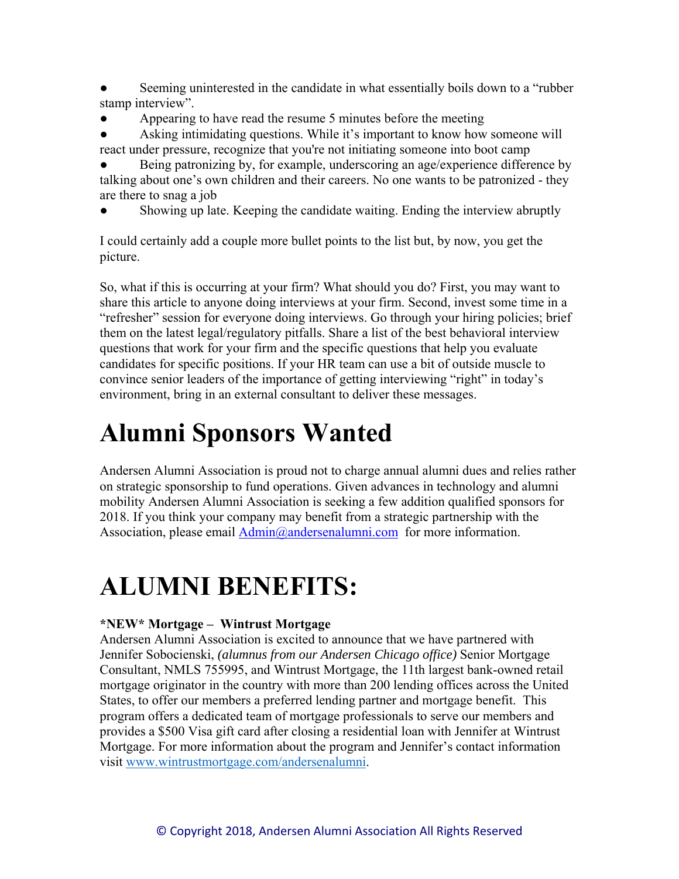- Seeming uninterested in the candidate in what essentially boils down to a "rubber stamp interview".
- Appearing to have read the resume 5 minutes before the meeting
- Asking intimidating questions. While it's important to know how someone will react under pressure, recognize that you're not initiating someone into boot camp
- Being patronizing by, for example, underscoring an age/experience difference by talking about one's own children and their careers. No one wants to be patronized - they are there to snag a job
- Showing up late. Keeping the candidate waiting. Ending the interview abruptly

I could certainly add a couple more bullet points to the list but, by now, you get the picture.

So, what if this is occurring at your firm? What should you do? First, you may want to share this article to anyone doing interviews at your firm. Second, invest some time in a "refresher" session for everyone doing interviews. Go through your hiring policies; brief them on the latest legal/regulatory pitfalls. Share a list of the best behavioral interview questions that work for your firm and the specific questions that help you evaluate candidates for specific positions. If your HR team can use a bit of outside muscle to convince senior leaders of the importance of getting interviewing "right" in today's environment, bring in an external consultant to deliver these messages.

# Alumni Sponsors Wanted

Andersen Alumni Association is proud not to charge annual alumni dues and relies rather on strategic sponsorship to fund operations. Given advances in technology and alumni mobility Andersen Alumni Association is seeking a few addition qualified sponsors for 2018. If you think your company may benefit from a strategic partnership with the Association, please email Admin@andersenalumni.com for more information.

# ALUMNI BENEFITS:

**\*NEW\* Mortgage – Wintrust Mortgage**

Andersen Alumni Association is excited to announce that we have partnered with Jennifer Sobocienski, *(alumnus from our Andersen Chicago office)* Senior Mortgage Consultant, NMLS 755995, and Wintrust Mortgage, the 11th largest bank-owned retail mortgage originator in the country with more than 200 lending offices across the United States, to offer our members a preferred lending partner and mortgage benefit. This program offers a dedicated team of mortgage professionals to serve our members and provides a $500 Visa gift card after closing a residential loan with Jennifer at Wintrust Mortgage. For more information about the program and Jennifer's contact information visit www.wintrustmortgage.com/andersenalumni.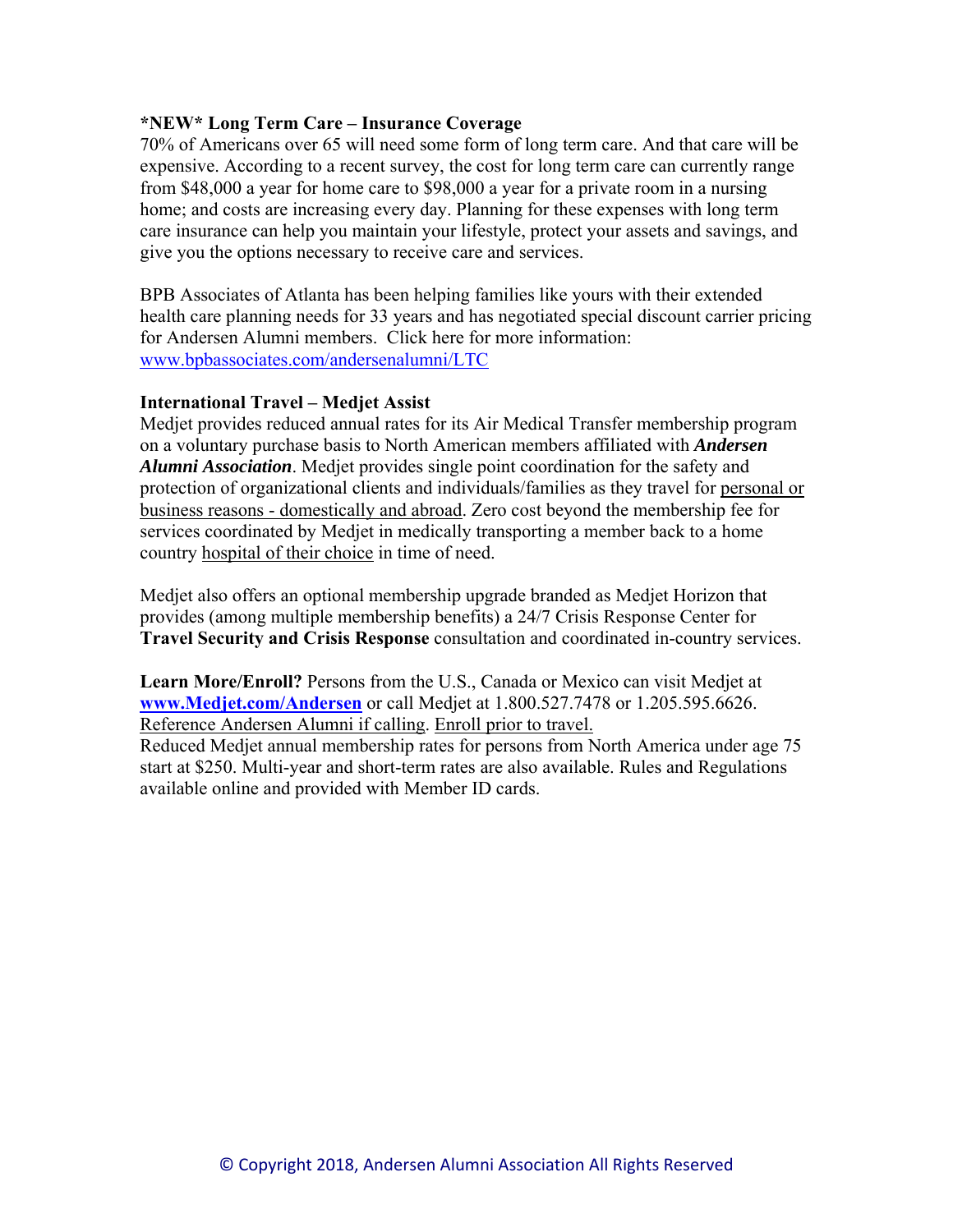**\*NEW\* Long Term Care – Insurance Coverage**

70% of Americans over 65 will need some form of long term care. And that care will be expensive. According to a recent survey, the cost for long term care can currently range from $48,000 a year for home care to $98,000 a year for a private room in a nursing home; and costs are increasing every day. Planning for these expenses with long term care insurance can help you maintain your lifestyle, protect your assets and savings, and give you the options necessary to receive care and services.

BPB Associates of Atlanta has been helping families like yours with their extended health care planning needs for 33 years and has negotiated special discount carrier pricing for Andersen Alumni members. Click here for more information: [www.bpbassociates.com/andersenalumni/LTC](www.bpbassociates.com/andersenalumni/LTC)

**International Travel – Medjet Assist**

Medjet provides reduced annual rates for its Air Medical Transfer membership program on a voluntary purchase basis to North American members affiliated with ***Andersen Alumni Association***. Medjet provides single point coordination for the safety and protection of organizational clients and individuals/families as they travel for <u>personal or business reasons - domestically and abroad</u>. Zero cost beyond the membership fee for services coordinated by Medjet in medically transporting a member back to a home country <u>hospital of their choice</u> in time of need.

Medjet also offers an optional membership upgrade branded as Medjet Horizon that provides (among multiple membership benefits) a 24/7 Crisis Response Center for **Travel Security and Crisis Response** consultation and coordinated in-country services.

**Learn More/Enroll?** Persons from the U.S., Canada or Mexico can visit Medjet at **[www.Medjet.com/Andersen](www.Medjet.com/Andersen)** or call Medjet at 1.800.527.7478 or 1.205.595.6626. <u>Reference Andersen Alumni if calling</u>. <u>Enroll prior to travel.</u>
Reduced Medjet annual membership rates for persons from North America under age 75 start at $250. Multi-year and short-term rates are also available. Rules and Regulations available online and provided with Member ID cards.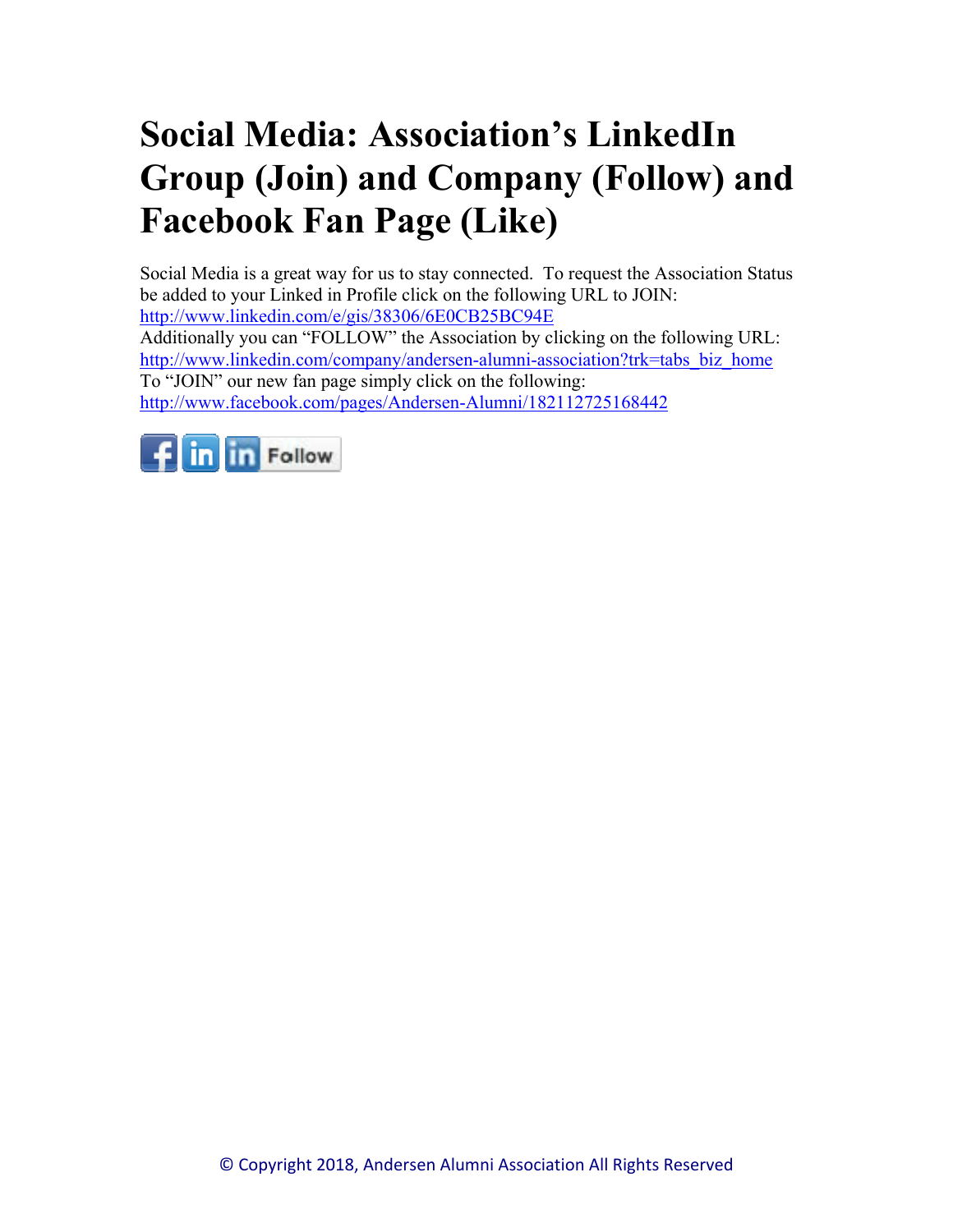# Social Media: Association's LinkedIn Group (Join) and Company (Follow) and Facebook Fan Page (Like)

Social Media is a great way for us to stay connected. To request the Association Status be added to your Linked in Profile click on the following URL to JOIN:
http://www.linkedin.com/e/gis/38306/6E0CB25BC94E
Additionally you can "FOLLOW" the Association by clicking on the following URL:
http://www.linkedin.com/company/andersen-alumni-association?trk=tabs_biz_home
To "JOIN" our new fan page simply click on the following:
http://www.facebook.com/pages/Andersen-Alumni/182112725168442

Follow

© Copyright 2018, Andersen Alumni Association All Rights Reserved